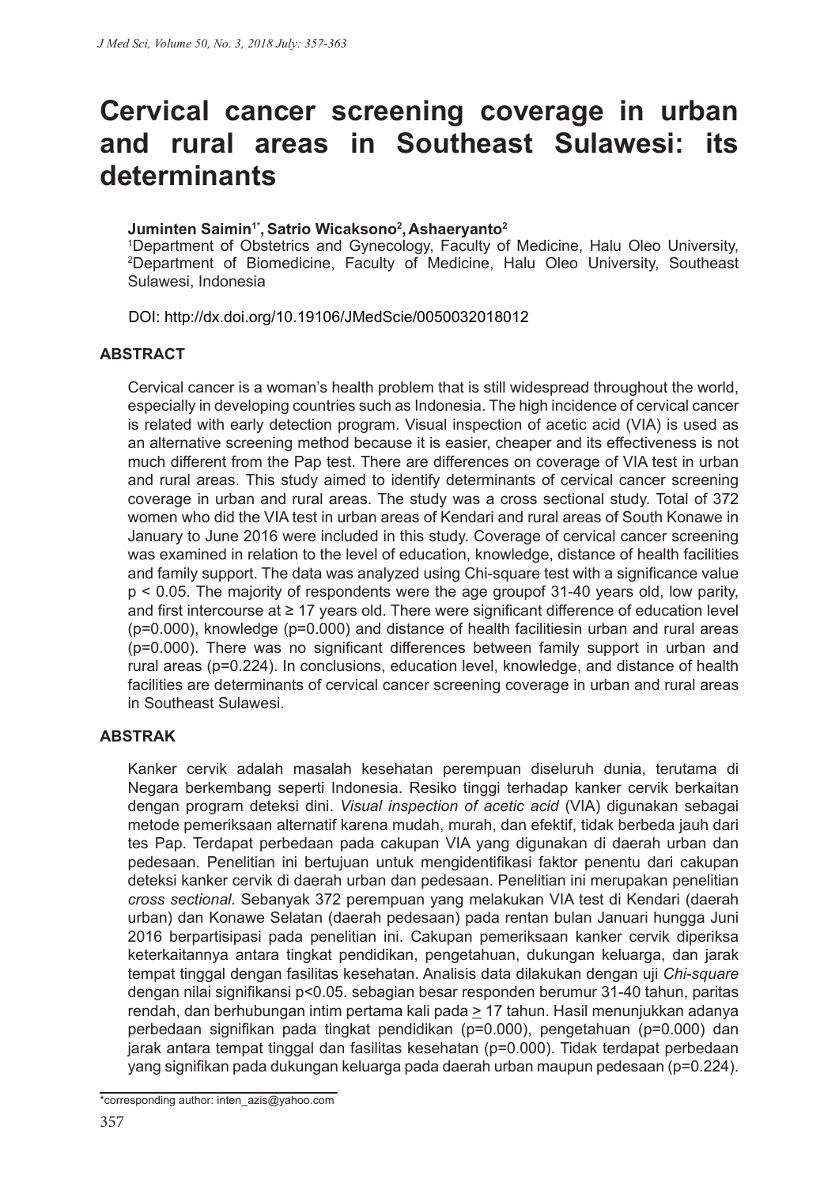# Cervical cancer screening coverage in urban and rural areas in Southeast Sulawesi: its determinants

**Juminten Saimin[1*], Satrio Wicaksono[2], Ashaeryanto[2]**

[1]Department of Obstetrics and Gynecology, Faculty of Medicine, Halu Oleo University, [2]Department of Biomedicine, Faculty of Medicine, Halu Oleo University, Southeast Sulawesi, Indonesia

DOI: http://dx.doi.org/10.19106/JMedScie/0050032018012

## ABSTRACT

Cervical cancer is a woman's health problem that is still widespread throughout the world, especially in developing countries such as Indonesia. The high incidence of cervical cancer is related with early detection program. Visual inspection of acetic acid (VIA) is used as an alternative screening method because it is easier, cheaper and its effectiveness is not much different from the Pap test. There are differences on coverage of VIA test in urban and rural areas. This study aimed to identify determinants of cervical cancer screening coverage in urban and rural areas. The study was a cross sectional study. Total of 372 women who did the VIA test in urban areas of Kendari and rural areas of South Konawe in January to June 2016 were included in this study. Coverage of cervical cancer screening was examined in relation to the level of education, knowledge, distance of health facilities and family support. The data was analyzed using Chi-square test with a significance value $p < 0.05$. The majority of respondents were the age groupof 31-40 years old, low parity, and first intercourse at ≥ 17 years old. There were significant difference of education level ($p=0.000$), knowledge ($p=0.000$) and distance of health facilitiesin urban and rural areas ($p=0.000$). There was no significant differences between family support in urban and rural areas ($p=0.224$). In conclusions, education level, knowledge, and distance of health facilities are determinants of cervical cancer screening coverage in urban and rural areas in Southeast Sulawesi.

## ABSTRAK

Kanker cervik adalah masalah kesehatan perempuan diseluruh dunia, terutama di Negara berkembang seperti Indonesia. Resiko tinggi terhadap kanker cervik berkaitan dengan program deteksi dini. *Visual inspection of acetic acid* (VIA) digunakan sebagai metode pemeriksaan alternatif karena mudah, murah, dan efektif, tidak berbeda jauh dari tes Pap. Terdapat perbedaan pada cakupan VIA yang digunakan di daerah urban dan pedesaan. Penelitian ini bertujuan untuk mengidentifikasi faktor penentu dari cakupan deteksi kanker cervik di daerah urban dan pedesaan. Penelitian ini merupakan penelitian *cross sectional*. Sebanyak 372 perempuan yang melakukan VIA test di Kendari (daerah urban) dan Konawe Selatan (daerah pedesaan) pada rentan bulan Januari hungga Juni 2016 berpartisipasi pada penelitian ini. Cakupan pemeriksaan kanker cervik diperiksa keterkaitannya antara tingkat pendidikan, pengetahuan, dukungan keluarga, dan jarak tempat tinggal dengan fasilitas kesehatan. Analisis data dilakukan dengan uji *Chi-square* dengan nilai signifikansi $p<0.05$. sebagian besar responden berumur 31-40 tahun, paritas rendah, dan berhubungan intim pertama kali pada ≥ 17 tahun. Hasil menunjukkan adanya perbedaan signifikan pada tingkat pendidikan ($p=0.000$), pengetahuan ($p=0.000$) dan jarak antara tempat tinggal dan fasilitas kesehatan ($p=0.000$). Tidak terdapat perbedaan yang signifikan pada dukungan keluarga pada daerah urban maupun pedesaan ($p=0.224$).

*corresponding author: inten_azis@yahoo.com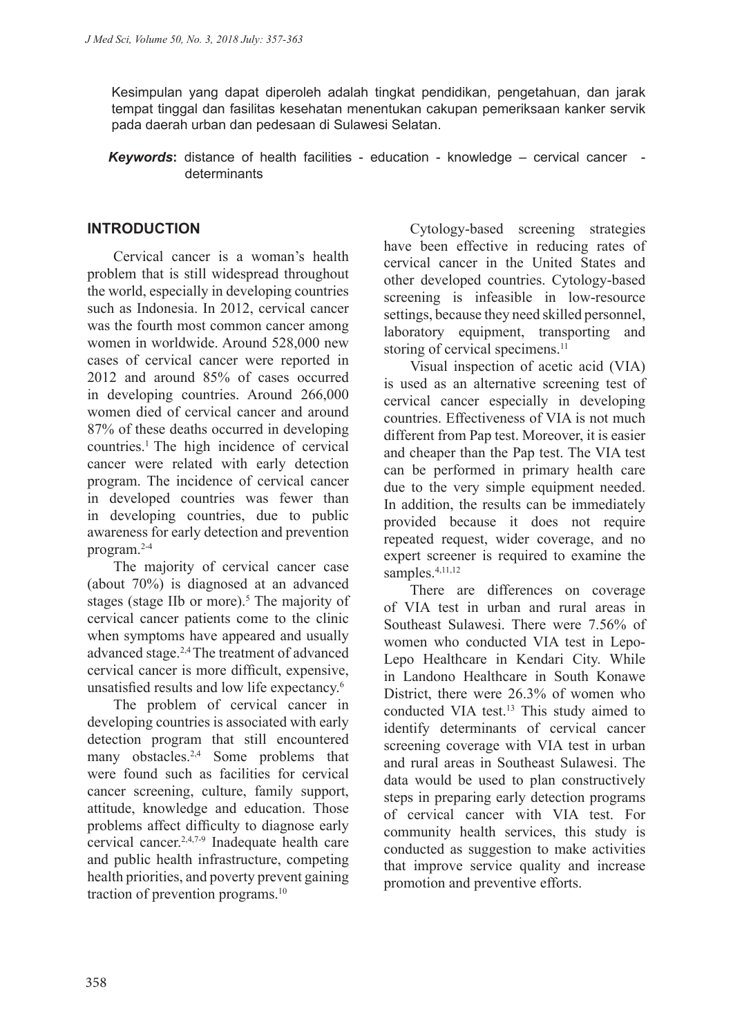Kesimpulan yang dapat diperoleh adalah tingkat pendidikan, pengetahuan, dan jarak tempat tinggal dan fasilitas kesehatan menentukan cakupan pemeriksaan kanker servik pada daerah urban dan pedesaan di Sulawesi Selatan.

***Keywords*:** distance of health facilities - education - knowledge – cervical cancer - determinants

## INTRODUCTION

Cervical cancer is a woman's health problem that is still widespread throughout the world, especially in developing countries such as Indonesia. In 2012, cervical cancer was the fourth most common cancer among women in worldwide. Around 528,000 new cases of cervical cancer were reported in 2012 and around 85% of cases occurred in developing countries. Around 266,000 women died of cervical cancer and around 87% of these deaths occurred in developing countries.[1] The high incidence of cervical cancer were related with early detection program. The incidence of cervical cancer in developed countries was fewer than in developing countries, due to public awareness for early detection and prevention program.[2-4]

The majority of cervical cancer case (about 70%) is diagnosed at an advanced stages (stage IIb or more).[5] The majority of cervical cancer patients come to the clinic when symptoms have appeared and usually advanced stage.[2,4] The treatment of advanced cervical cancer is more difficult, expensive, unsatisfied results and low life expectancy.[6]

The problem of cervical cancer in developing countries is associated with early detection program that still encountered many obstacles.[2,4] Some problems that were found such as facilities for cervical cancer screening, culture, family support, attitude, knowledge and education. Those problems affect difficulty to diagnose early cervical cancer.[2,4,7-9] Inadequate health care and public health infrastructure, competing health priorities, and poverty prevent gaining traction of prevention programs.[10]

Cytology-based screening strategies have been effective in reducing rates of cervical cancer in the United States and other developed countries. Cytology-based screening is infeasible in low-resource settings, because they need skilled personnel, laboratory equipment, transporting and storing of cervical specimens.[11]

Visual inspection of acetic acid (VIA) is used as an alternative screening test of cervical cancer especially in developing countries. Effectiveness of VIA is not much different from Pap test. Moreover, it is easier and cheaper than the Pap test. The VIA test can be performed in primary health care due to the very simple equipment needed. In addition, the results can be immediately provided because it does not require repeated request, wider coverage, and no expert screener is required to examine the samples.[4,11,12]

There are differences on coverage of VIA test in urban and rural areas in Southeast Sulawesi. There were 7.56% of women who conducted VIA test in Lepo-Lepo Healthcare in Kendari City. While in Landono Healthcare in South Konawe District, there were 26.3% of women who conducted VIA test.[13] This study aimed to identify determinants of cervical cancer screening coverage with VIA test in urban and rural areas in Southeast Sulawesi. The data would be used to plan constructively steps in preparing early detection programs of cervical cancer with VIA test. For community health services, this study is conducted as suggestion to make activities that improve service quality and increase promotion and preventive efforts.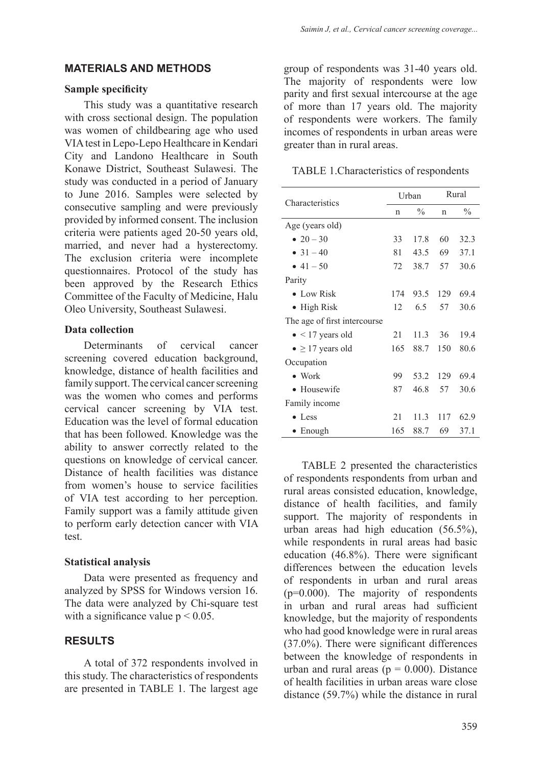## MATERIALS AND METHODS

### Sample specificity

This study was a quantitative research with cross sectional design. The population was women of childbearing age who used VIA test in Lepo-Lepo Healthcare in Kendari City and Landono Healthcare in South Konawe District, Southeast Sulawesi. The study was conducted in a period of January to June 2016. Samples were selected by consecutive sampling and were previously provided by informed consent. The inclusion criteria were patients aged 20-50 years old, married, and never had a hysterectomy. The exclusion criteria were incomplete questionnaires. Protocol of the study has been approved by the Research Ethics Committee of the Faculty of Medicine, Halu Oleo University, Southeast Sulawesi.

### Data collection

Determinants of cervical cancer screening covered education background, knowledge, distance of health facilities and family support. The cervical cancer screening was the women who comes and performs cervical cancer screening by VIA test. Education was the level of formal education that has been followed. Knowledge was the ability to answer correctly related to the questions on knowledge of cervical cancer. Distance of health facilities was distance from women's house to service facilities of VIA test according to her perception. Family support was a family attitude given to perform early detection cancer with VIA test.

### Statistical analysis

Data were presented as frequency and analyzed by SPSS for Windows version 16. The data were analyzed by Chi-square test with a significance value $p < 0.05$.

## RESULTS

A total of 372 respondents involved in this study. The characteristics of respondents are presented in TABLE 1. The largest age group of respondents was 31-40 years old. The majority of respondents were low parity and first sexual intercourse at the age of more than 17 years old. The majority of respondents were workers. The family incomes of respondents in urban areas were greater than in rural areas.

TABLE 1.Characteristics of respondents

| Characteristics | Urban | | Rural | |
|---|---|---|---|---|
| | n | % | n | % |
| Age (years old) | | | | |
| • 20 – 30 | 33 | 17.8 | 60 | 32.3 |
| • 31 – 40 | 81 | 43.5 | 69 | 37.1 |
| • 41 – 50 | 72 | 38.7 | 57 | 30.6 |
| Parity | | | | |
| • Low Risk | 174 | 93.5 | 129 | 69.4 |
| • High Risk | 12 | 6.5 | 57 | 30.6 |
| The age of first intercourse | | | | |
| • < 17 years old | 21 | 11.3 | 36 | 19.4 |
| • ≥ 17 years old | 165 | 88.7 | 150 | 80.6 |
| Occupation | | | | |
| • Work | 99 | 53.2 | 129 | 69.4 |
| • Housewife | 87 | 46.8 | 57 | 30.6 |
| Family income | | | | |
| • Less | 21 | 11.3 | 117 | 62.9 |
| • Enough | 165 | 88.7 | 69 | 37.1 |

TABLE 2 presented the characteristics of respondents respondents from urban and rural areas consisted education, knowledge, distance of health facilities, and family support. The majority of respondents in urban areas had high education (56.5%), while respondents in rural areas had basic education (46.8%). There were significant differences between the education levels of respondents in urban and rural areas (p=0.000). The majority of respondents in urban and rural areas had sufficient knowledge, but the majority of respondents who had good knowledge were in rural areas (37.0%). There were significant differences between the knowledge of respondents in urban and rural areas (p = 0.000). Distance of health facilities in urban areas ware close distance (59.7%) while the distance in rural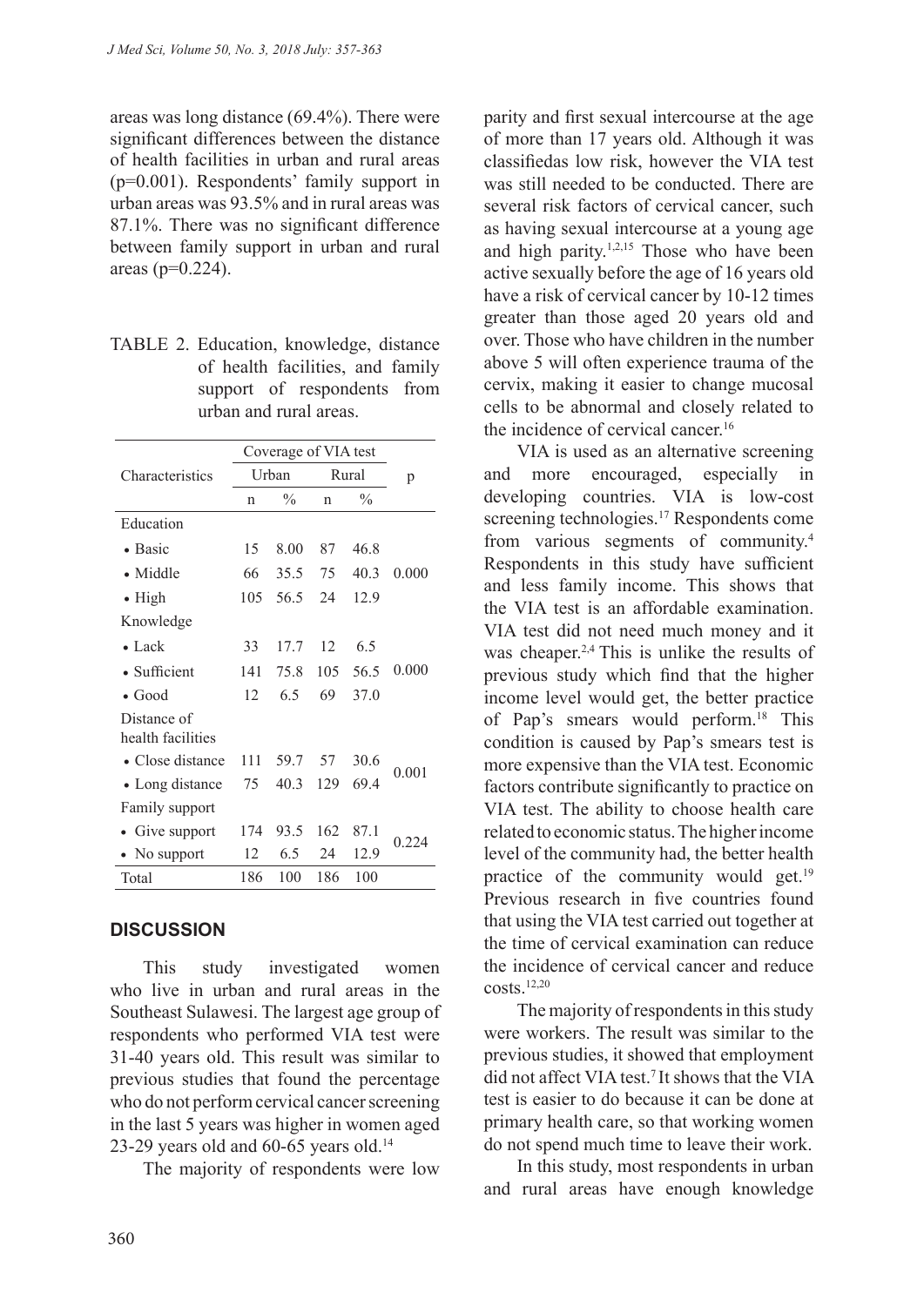areas was long distance (69.4%). There were significant differences between the distance of health facilities in urban and rural areas (p=0.001). Respondents' family support in urban areas was 93.5% and in rural areas was 87.1%. There was no significant difference between family support in urban and rural areas (p=0.224).

TABLE 2. Education, knowledge, distance of health facilities, and family support of respondents from urban and rural areas.

| Characteristics | Coverage of VIA test | | | | p |
|---|---|---|---|---|---|
| | Urban | | Rural | | |
| | n | % | n | % | |
| Education | | | | | |
| • Basic | 15 | 8.00 | 87 | 46.8 | |
| • Middle | 66 | 35.5 | 75 | 40.3 | 0.000 |
| • High | 105 | 56.5 | 24 | 12.9 | |
| Knowledge | | | | | |
| • Lack | 33 | 17.7 | 12 | 6.5 | |
| • Sufficient | 141 | 75.8 | 105 | 56.5 | 0.000 |
| • Good | 12 | 6.5 | 69 | 37.0 | |
| Distance of health facilities | | | | | |
| • Close distance | 111 | 59.7 | 57 | 30.6 | 0.001 |
| • Long distance | 75 | 40.3 | 129 | 69.4 | |
| Family support | | | | | |
| • Give support | 174 | 93.5 | 162 | 87.1 | 0.224 |
| • No support | 12 | 6.5 | 24 | 12.9 | |
| Total | 186 | 100 | 186 | 100 | |

## DISCUSSION

This study investigated women who live in urban and rural areas in the Southeast Sulawesi. The largest age group of respondents who performed VIA test were 31-40 years old. This result was similar to previous studies that found the percentage who do not perform cervical cancer screening in the last 5 years was higher in women aged 23-29 years old and 60-65 years old.[14]

The majority of respondents were low parity and first sexual intercourse at the age of more than 17 years old. Although it was classifiedas low risk, however the VIA test was still needed to be conducted. There are several risk factors of cervical cancer, such as having sexual intercourse at a young age and high parity.[1,2,15] Those who have been active sexually before the age of 16 years old have a risk of cervical cancer by 10-12 times greater than those aged 20 years old and over. Those who have children in the number above 5 will often experience trauma of the cervix, making it easier to change mucosal cells to be abnormal and closely related to the incidence of cervical cancer.[16]

VIA is used as an alternative screening and more encouraged, especially in developing countries. VIA is low-cost screening technologies.[17] Respondents come from various segments of community.[4] Respondents in this study have sufficient and less family income. This shows that the VIA test is an affordable examination. VIA test did not need much money and it was cheaper.[2,4] This is unlike the results of previous study which find that the higher income level would get, the better practice of Pap's smears would perform.[18] This condition is caused by Pap's smears test is more expensive than the VIA test. Economic factors contribute significantly to practice on VIA test. The ability to choose health care related to economic status. The higher income level of the community had, the better health practice of the community would get.[19] Previous research in five countries found that using the VIA test carried out together at the time of cervical examination can reduce the incidence of cervical cancer and reduce costs.[12,20]

The majority of respondents in this study were workers. The result was similar to the previous studies, it showed that employment did not affect VIA test.[7] It shows that the VIA test is easier to do because it can be done at primary health care, so that working women do not spend much time to leave their work.

In this study, most respondents in urban and rural areas have enough knowledge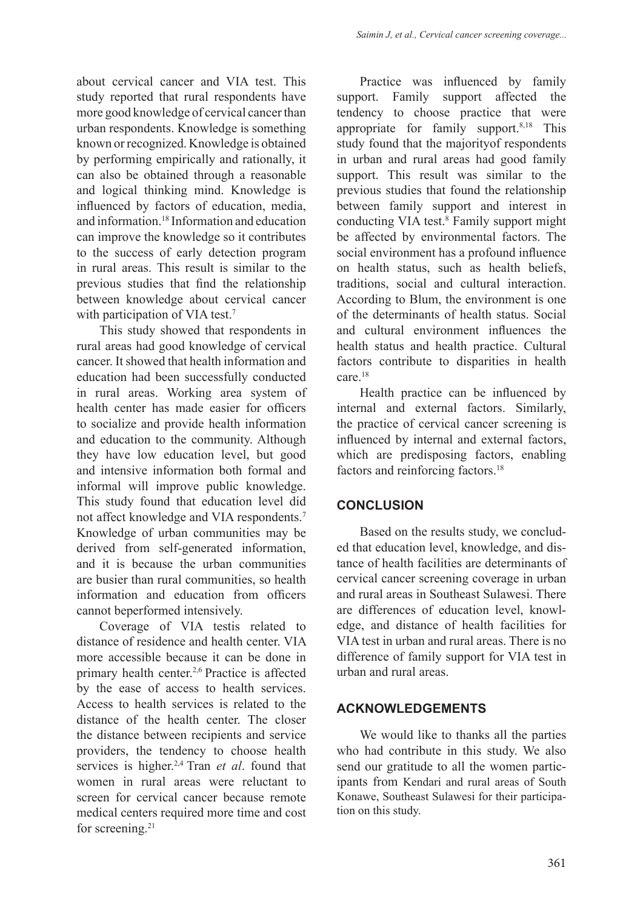about cervical cancer and VIA test. This study reported that rural respondents have more good knowledge of cervical cancer than urban respondents. Knowledge is something known or recognized. Knowledge is obtained by performing empirically and rationally, it can also be obtained through a reasonable and logical thinking mind. Knowledge is influenced by factors of education, media, and information.[18] Information and education can improve the knowledge so it contributes to the success of early detection program in rural areas. This result is similar to the previous studies that find the relationship between knowledge about cervical cancer with participation of VIA test.[7]

This study showed that respondents in rural areas had good knowledge of cervical cancer. It showed that health information and education had been successfully conducted in rural areas. Working area system of health center has made easier for officers to socialize and provide health information and education to the community. Although they have low education level, but good and intensive information both formal and informal will improve public knowledge. This study found that education level did not affect knowledge and VIA respondents.[7] Knowledge of urban communities may be derived from self-generated information, and it is because the urban communities are busier than rural communities, so health information and education from officers cannot beperformed intensively.

Coverage of VIA testis related to distance of residence and health center. VIA more accessible because it can be done in primary health center.[2,6] Practice is affected by the ease of access to health services. Access to health services is related to the distance of the health center. The closer the distance between recipients and service providers, the tendency to choose health services is higher.[2,4] Tran *et al*. found that women in rural areas were reluctant to screen for cervical cancer because remote medical centers required more time and cost for screening.[21]

Practice was influenced by family support. Family support affected the tendency to choose practice that were appropriate for family support.[8,18] This study found that the majorityof respondents in urban and rural areas had good family support. This result was similar to the previous studies that found the relationship between family support and interest in conducting VIA test.[8] Family support might be affected by environmental factors. The social environment has a profound influence on health status, such as health beliefs, traditions, social and cultural interaction. According to Blum, the environment is one of the determinants of health status. Social and cultural environment influences the health status and health practice. Cultural factors contribute to disparities in health care.[18]

Health practice can be influenced by internal and external factors. Similarly, the practice of cervical cancer screening is influenced by internal and external factors, which are predisposing factors, enabling factors and reinforcing factors.[18]

## CONCLUSION

Based on the results study, we concluded that education level, knowledge, and distance of health facilities are determinants of cervical cancer screening coverage in urban and rural areas in Southeast Sulawesi. There are differences of education level, knowledge, and distance of health facilities for VIA test in urban and rural areas. There is no difference of family support for VIA test in urban and rural areas.

## ACKNOWLEDGEMENTS

We would like to thanks all the parties who had contribute in this study. We also send our gratitude to all the women participants from Kendari and rural areas of South Konawe, Southeast Sulawesi for their participation on this study.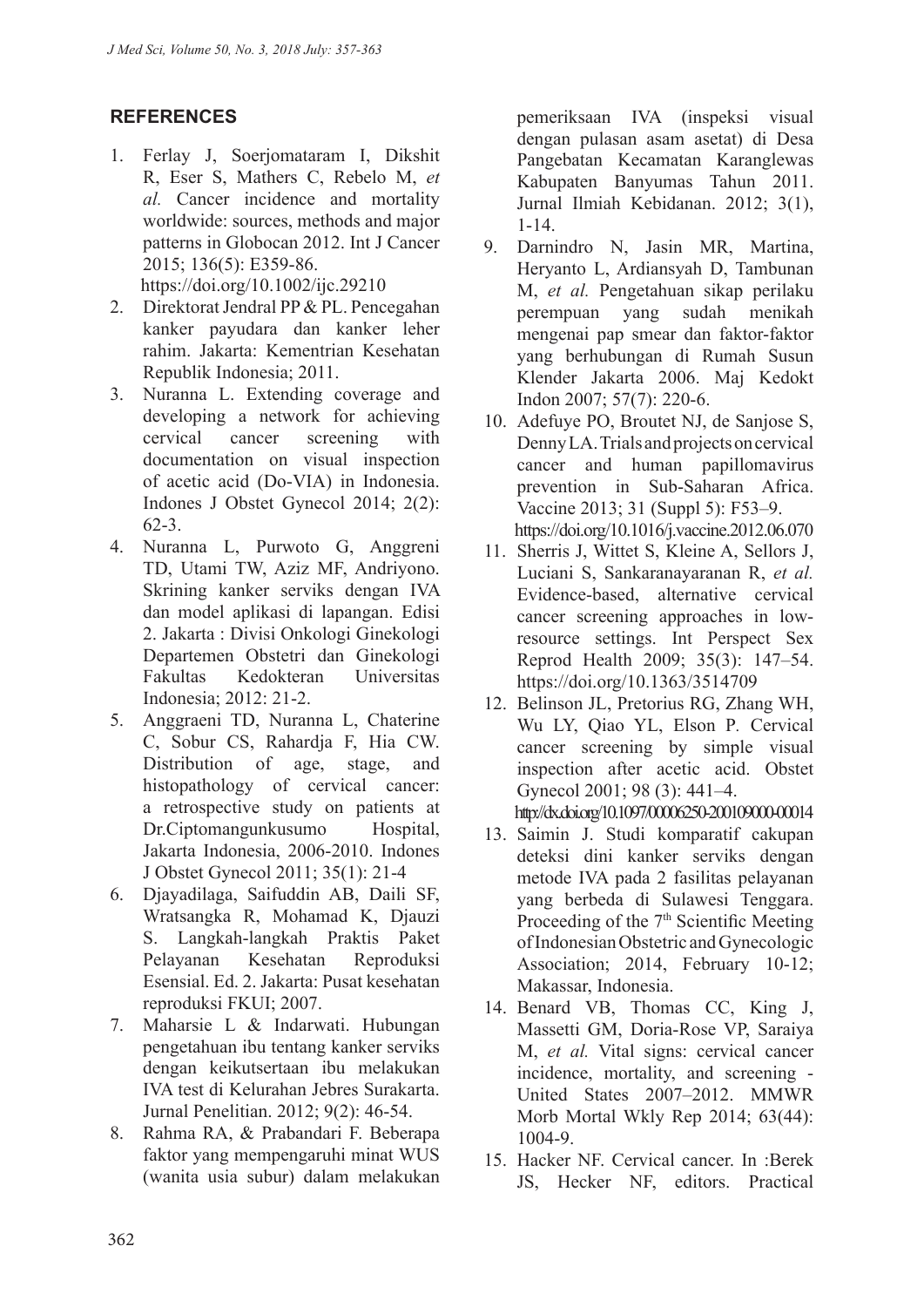## REFERENCES

1. Ferlay J, Soerjomataram I, Dikshit R, Eser S, Mathers C, Rebelo M, *et al.* Cancer incidence and mortality worldwide: sources, methods and major patterns in Globocan 2012. Int J Cancer 2015; 136(5): E359-86. https://doi.org/10.1002/ijc.29210
2. Direktorat Jendral PP & PL. Pencegahan kanker payudara dan kanker leher rahim. Jakarta: Kementrian Kesehatan Republik Indonesia; 2011.
3. Nuranna L. Extending coverage and developing a network for achieving cervical cancer screening with documentation on visual inspection of acetic acid (Do-VIA) in Indonesia. Indones J Obstet Gynecol 2014; 2(2): 62-3.
4. Nuranna L, Purwoto G, Anggreni TD, Utami TW, Aziz MF, Andriyono. Skrining kanker serviks dengan IVA dan model aplikasi di lapangan. Edisi 2. Jakarta : Divisi Onkologi Ginekologi Departemen Obstetri dan Ginekologi Fakultas Kedokteran Universitas Indonesia; 2012: 21-2.
5. Anggraeni TD, Nuranna L, Chaterine C, Sobur CS, Rahardja F, Hia CW. Distribution of age, stage, and histopathology of cervical cancer: a retrospective study on patients at Dr.Ciptomangunkusumo Hospital, Jakarta Indonesia, 2006-2010. Indones J Obstet Gynecol 2011; 35(1): 21-4
6. Djayadilaga, Saifuddin AB, Daili SF, Wratsangka R, Mohamad K, Djauzi S. Langkah-langkah Praktis Paket Pelayanan Kesehatan Reproduksi Esensial. Ed. 2. Jakarta: Pusat kesehatan reproduksi FKUI; 2007.
7. Maharsie L & Indarwati. Hubungan pengetahuan ibu tentang kanker serviks dengan keikutsertaan ibu melakukan IVA test di Kelurahan Jebres Surakarta. Jurnal Penelitian. 2012; 9(2): 46-54.
8. Rahma RA, & Prabandari F. Beberapa faktor yang mempengaruhi minat WUS (wanita usia subur) dalam melakukan pemeriksaan IVA (inspeksi visual dengan pulasan asam asetat) di Desa Pangebatan Kecamatan Karanglewas Kabupaten Banyumas Tahun 2011. Jurnal Ilmiah Kebidanan. 2012; 3(1), 1-14.
9. Darnindro N, Jasin MR, Martina, Heryanto L, Ardiansyah D, Tambunan M, *et al.* Pengetahuan sikap perilaku perempuan yang sudah menikah mengenai pap smear dan faktor-faktor yang berhubungan di Rumah Susun Klender Jakarta 2006. Maj Kedokt Indon 2007; 57(7): 220-6.
10. Adefuye PO, Broutet NJ, de Sanjose S, Denny LA. Trials and projects on cervical cancer and human papillomavirus prevention in Sub-Saharan Africa. Vaccine 2013; 31 (Suppl 5): F53–9. https://doi.org/10.1016/j.vaccine.2012.06.070
11. Sherris J, Wittet S, Kleine A, Sellors J, Luciani S, Sankaranayaranan R, *et al.* Evidence-based, alternative cervical cancer screening approaches in low-resource settings. Int Perspect Sex Reprod Health 2009; 35(3): 147–54. https://doi.org/10.1363/3514709
12. Belinson JL, Pretorius RG, Zhang WH, Wu LY, Qiao YL, Elson P. Cervical cancer screening by simple visual inspection after acetic acid. Obstet Gynecol 2001; 98 (3): 441–4. http://dx.doi.org/10.1097/00006250-200109000-00014
13. Saimin J. Studi komparatif cakupan deteksi dini kanker serviks dengan metode IVA pada 2 fasilitas pelayanan yang berbeda di Sulawesi Tenggara. Proceeding of the 7th Scientific Meeting of Indonesian Obstetric and Gynecologic Association; 2014, February 10-12; Makassar, Indonesia.
14. Benard VB, Thomas CC, King J, Massetti GM, Doria-Rose VP, Saraiya M, *et al.* Vital signs: cervical cancer incidence, mortality, and screening - United States 2007–2012. MMWR Morb Mortal Wkly Rep 2014; 63(44): 1004-9.
15. Hacker NF. Cervical cancer. In :Berek JS, Hecker NF, editors. Practical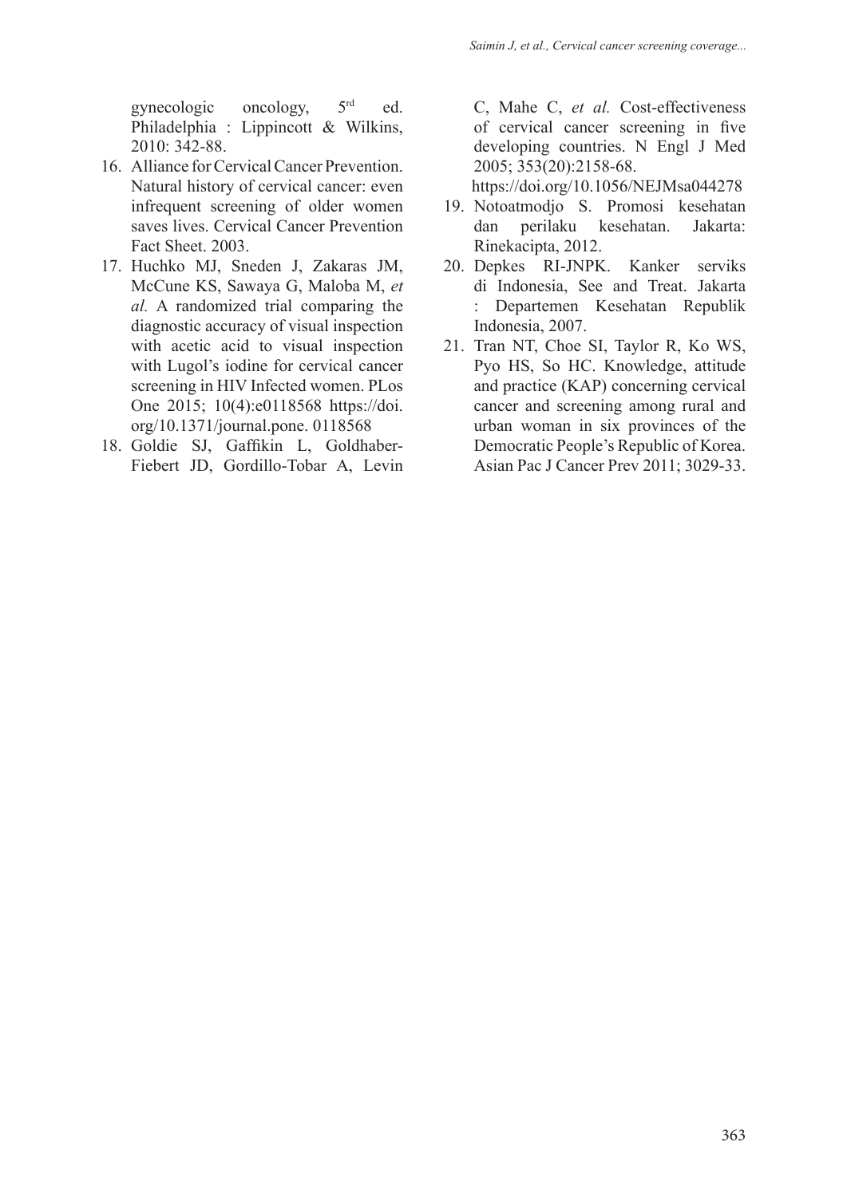gynecologic oncology, 5[rd] ed. Philadelphia : Lippincott & Wilkins, 2010: 342-88.

16. Alliance for Cervical Cancer Prevention. Natural history of cervical cancer: even infrequent screening of older women saves lives. Cervical Cancer Prevention Fact Sheet. 2003.
17. Huchko MJ, Sneden J, Zakaras JM, McCune KS, Sawaya G, Maloba M, *et al.* A randomized trial comparing the diagnostic accuracy of visual inspection with acetic acid to visual inspection with Lugol's iodine for cervical cancer screening in HIV Infected women. PLos One 2015; 10(4):e0118568 https://doi.org/10.1371/journal.pone. 0118568
18. Goldie SJ, Gaffikin L, Goldhaber-Fiebert JD, Gordillo-Tobar A, Levin C, Mahe C, *et al.* Cost-effectiveness of cervical cancer screening in five developing countries. N Engl J Med 2005; 353(20):2158-68. https://doi.org/10.1056/NEJMsa044278
19. Notoatmodjo S. Promosi kesehatan dan perilaku kesehatan. Jakarta: Rinekacipta, 2012.
20. Depkes RI-JNPK. Kanker serviks di Indonesia, See and Treat. Jakarta : Departemen Kesehatan Republik Indonesia, 2007.
21. Tran NT, Choe SI, Taylor R, Ko WS, Pyo HS, So HC. Knowledge, attitude and practice (KAP) concerning cervical cancer and screening among rural and urban woman in six provinces of the Democratic People's Republic of Korea. Asian Pac J Cancer Prev 2011; 3029-33.